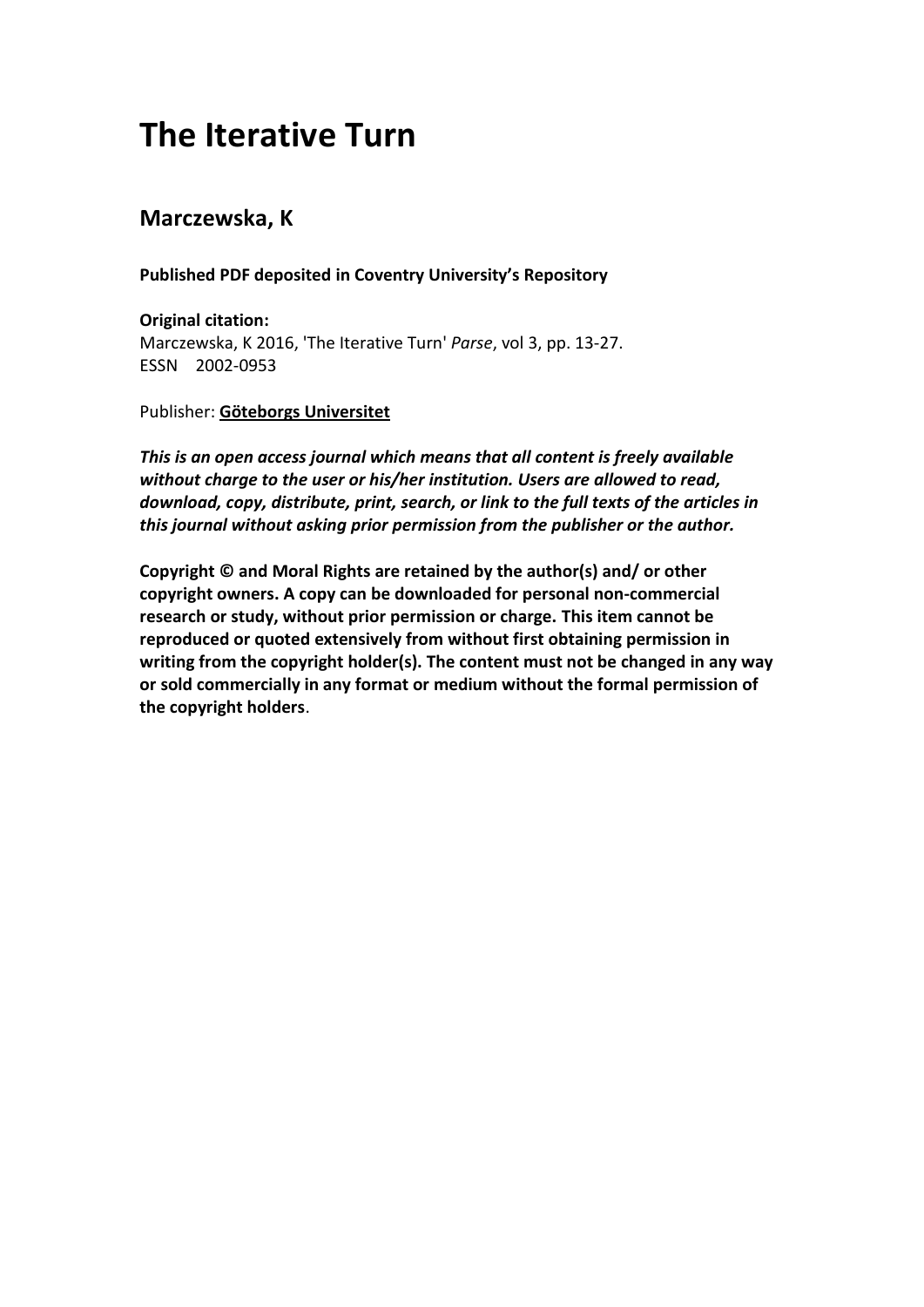# The Iterative Turn

## Marczewska, K

**Published PDF deposited in Coventry University's Repository**

**Original citation:**
Marczewska, K 2016, 'The Iterative Turn' *Parse*, vol 3, pp. 13-27.
ESSN 2002-0953

Publisher: **Göteborgs Universitet**

***This is an open access journal which means that all content is freely available without charge to the user or his/her institution. Users are allowed to read, download, copy, distribute, print, search, or link to the full texts of the articles in this journal without asking prior permission from the publisher or the author.***

**Copyright © and Moral Rights are retained by the author(s) and/ or other copyright owners. A copy can be downloaded for personal non-commercial research or study, without prior permission or charge. This item cannot be reproduced or quoted extensively from without first obtaining permission in writing from the copyright holder(s). The content must not be changed in any way or sold commercially in any format or medium without the formal permission of the copyright holders**.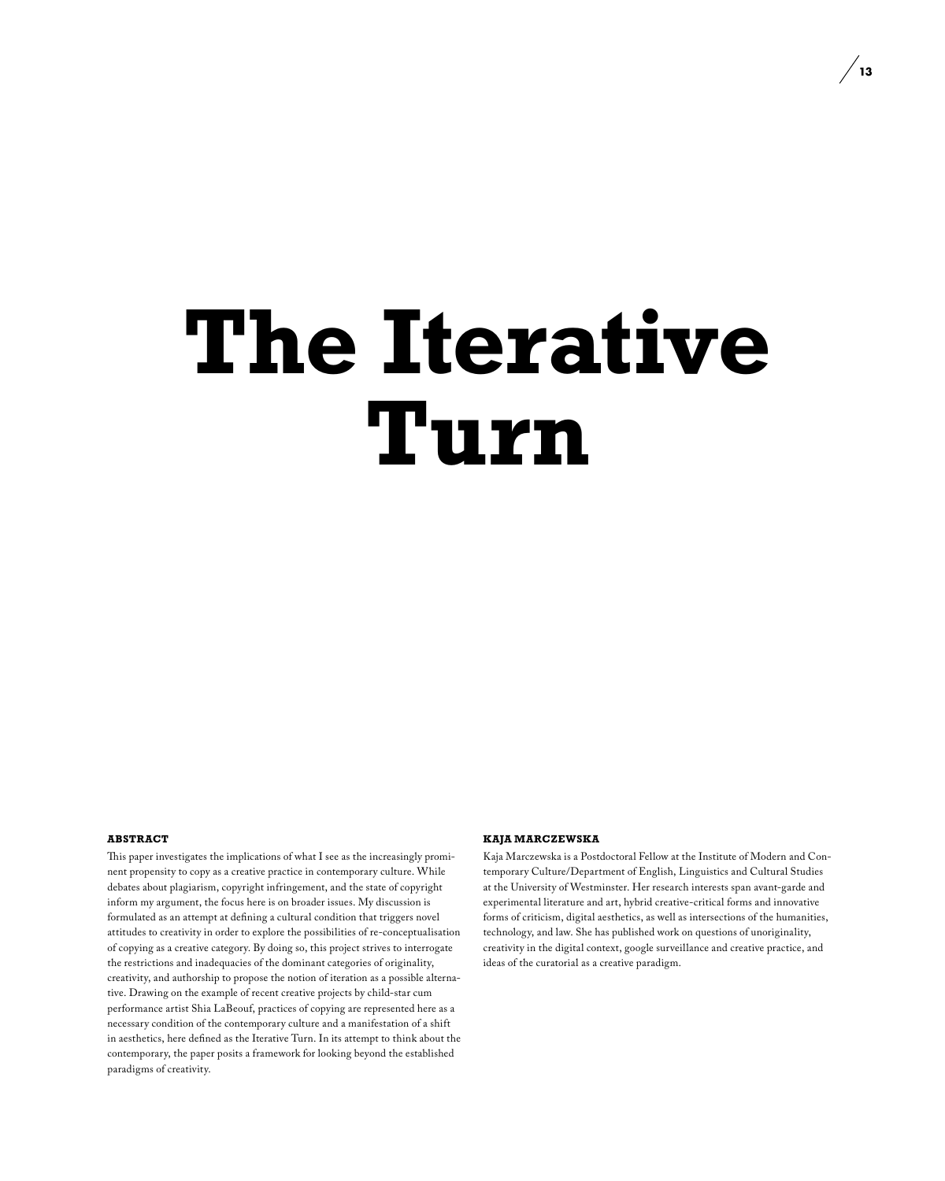# The Iterative Turn

**ABSTRACT**

This paper investigates the implications of what I see as the increasingly prominent propensity to copy as a creative practice in contemporary culture. While debates about plagiarism, copyright infringement, and the state of copyright inform my argument, the focus here is on broader issues. My discussion is formulated as an attempt at defining a cultural condition that triggers novel attitudes to creativity in order to explore the possibilities of re-conceptualisation of copying as a creative category. By doing so, this project strives to interrogate the restrictions and inadequacies of the dominant categories of originality, creativity, and authorship to propose the notion of iteration as a possible alternative. Drawing on the example of recent creative projects by child-star cum performance artist Shia LaBeouf, practices of copying are represented here as a necessary condition of the contemporary culture and a manifestation of a shift in aesthetics, here defined as the Iterative Turn. In its attempt to think about the contemporary, the paper posits a framework for looking beyond the established paradigms of creativity.

**KAJA MARCZEWSKA**

Kaja Marczewska is a Postdoctoral Fellow at the Institute of Modern and Contemporary Culture/Department of English, Linguistics and Cultural Studies at the University of Westminster. Her research interests span avant-garde and experimental literature and art, hybrid creative-critical forms and innovative forms of criticism, digital aesthetics, as well as intersections of the humanities, technology, and law. She has published work on questions of unoriginality, creativity in the digital context, google surveillance and creative practice, and ideas of the curatorial as a creative paradigm.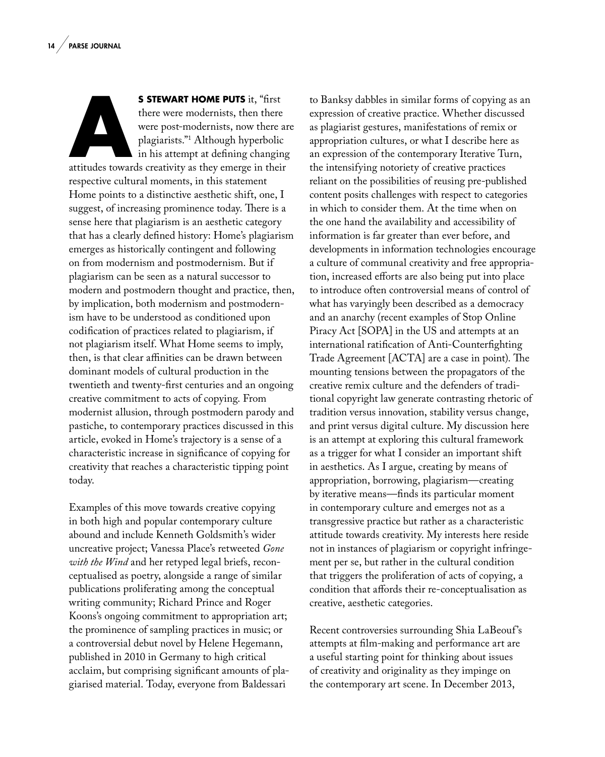**AS STEWART HOME PUTS** it, "first there were modernists, then there were post-modernists, now there are plagiarists."[1] Although hyperbolic in his attempt at defining changing attitudes towards creativity as they emerge in their respective cultural moments, in this statement Home points to a distinctive aesthetic shift, one, I suggest, of increasing prominence today. There is a sense here that plagiarism is an aesthetic category that has a clearly defined history: Home's plagiarism emerges as historically contingent and following on from modernism and postmodernism. But if plagiarism can be seen as a natural successor to modern and postmodern thought and practice, then, by implication, both modernism and postmodernism have to be understood as conditioned upon codification of practices related to plagiarism, if not plagiarism itself. What Home seems to imply, then, is that clear affinities can be drawn between dominant models of cultural production in the twentieth and twenty-first centuries and an ongoing creative commitment to acts of copying. From modernist allusion, through postmodern parody and pastiche, to contemporary practices discussed in this article, evoked in Home's trajectory is a sense of a characteristic increase in significance of copying for creativity that reaches a characteristic tipping point today.

Examples of this move towards creative copying in both high and popular contemporary culture abound and include Kenneth Goldsmith's wider uncreative project; Vanessa Place's retweeted *Gone with the Wind* and her retyped legal briefs, reconceptualised as poetry, alongside a range of similar publications proliferating among the conceptual writing community; Richard Prince and Roger Koons's ongoing commitment to appropriation art; the prominence of sampling practices in music; or a controversial debut novel by Helene Hegemann, published in 2010 in Germany to high critical acclaim, but comprising significant amounts of plagiarised material. Today, everyone from Baldessari to Banksy dabbles in similar forms of copying as an expression of creative practice. Whether discussed as plagiarist gestures, manifestations of remix or appropriation cultures, or what I describe here as an expression of the contemporary Iterative Turn, the intensifying notoriety of creative practices reliant on the possibilities of reusing pre-published content posits challenges with respect to categories in which to consider them. At the time when on the one hand the availability and accessibility of information is far greater than ever before, and developments in information technologies encourage a culture of communal creativity and free appropriation, increased efforts are also being put into place to introduce often controversial means of control of what has varyingly been described as a democracy and an anarchy (recent examples of Stop Online Piracy Act [SOPA] in the US and attempts at an international ratification of Anti-Counterfighting Trade Agreement [ACTA] are a case in point). The mounting tensions between the propagators of the creative remix culture and the defenders of traditional copyright law generate contrasting rhetoric of tradition versus innovation, stability versus change, and print versus digital culture. My discussion here is an attempt at exploring this cultural framework as a trigger for what I consider an important shift in aesthetics. As I argue, creating by means of appropriation, borrowing, plagiarism—creating by iterative means—finds its particular moment in contemporary culture and emerges not as a transgressive practice but rather as a characteristic attitude towards creativity. My interests here reside not in instances of plagiarism or copyright infringement per se, but rather in the cultural condition that triggers the proliferation of acts of copying, a condition that affords their re-conceptualisation as creative, aesthetic categories.

Recent controversies surrounding Shia LaBeouf's attempts at film-making and performance art are a useful starting point for thinking about issues of creativity and originality as they impinge on the contemporary art scene. In December 2013,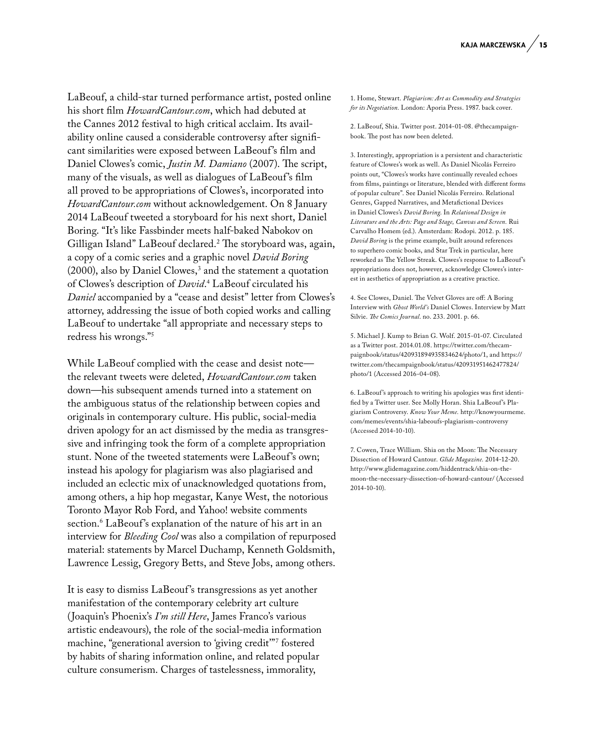LaBeouf, a child-star turned performance artist, posted online his short film *HowardCantour.com*, which had debuted at the Cannes 2012 festival to high critical acclaim. Its availability online caused a considerable controversy after significant similarities were exposed between LaBeouf's film and Daniel Clowes's comic, *Justin M. Damiano* (2007). The script, many of the visuals, as well as dialogues of LaBeouf's film all proved to be appropriations of Clowes's, incorporated into *HowardCantour.com* without acknowledgement. On 8 January 2014 LaBeouf tweeted a storyboard for his next short, Daniel Boring. "It's like Fassbinder meets half-baked Nabokov on Gilligan Island" LaBeouf declared.[2] The storyboard was, again, a copy of a comic series and a graphic novel *David Boring* (2000), also by Daniel Clowes,[3] and the statement a quotation of Clowes's description of *David*.[4] LaBeouf circulated his *Daniel* accompanied by a "cease and desist" letter from Clowes's attorney, addressing the issue of both copied works and calling LaBeouf to undertake "all appropriate and necessary steps to redress his wrongs."[5]

While LaBeouf complied with the cease and desist note—the relevant tweets were deleted, *HowardCantour.com* taken down—his subsequent amends turned into a statement on the ambiguous status of the relationship between copies and originals in contemporary culture. His public, social-media driven apology for an act dismissed by the media as transgressive and infringing took the form of a complete appropriation stunt. None of the tweeted statements were LaBeouf's own; instead his apology for plagiarism was also plagiarised and included an eclectic mix of unacknowledged quotations from, among others, a hip hop megastar, Kanye West, the notorious Toronto Mayor Rob Ford, and Yahoo! website comments section.[6] LaBeouf's explanation of the nature of his art in an interview for *Bleeding Cool* was also a compilation of repurposed material: statements by Marcel Duchamp, Kenneth Goldsmith, Lawrence Lessig, Gregory Betts, and Steve Jobs, among others.

It is easy to dismiss LaBeouf's transgressions as yet another manifestation of the contemporary celebrity art culture (Joaquin's Phoenix's *I'm still Here*, James Franco's various artistic endeavours), the role of the social-media information machine, "generational aversion to 'giving credit'"[7] fostered by habits of sharing information online, and related popular culture consumerism. Charges of tastelessness, immorality,

---

1. Home, Stewart. *Plagiarism: Art as Commodity and Strategies for its Negotiation.* London: Aporia Press. 1987. back cover.

2. LaBeouf, Shia. Twitter post. 2014-01-08. @thecampaignbook. The post has now been deleted.

3. Interestingly, appropriation is a persistent and characteristic feature of Clowes's work as well. As Daniel Nicolás Ferreiro points out, "Clowes's works have continually revealed echoes from films, paintings or literature, blended with different forms of popular culture". See Daniel Nicolás Ferreiro. Relational Genres, Gapped Narratives, and Metafictional Devices in Daniel Clowes's *David Boring*. In *Relational Design in Literature and the Arts: Page and Stage, Canvas and Screen.* Rui Carvalho Homem (ed.). Amsterdam: Rodopi. 2012. p. 185. *David Boring* is the prime example, built around references to superhero comic books, and Star Trek in particular, here reworked as The Yellow Streak. Clowes's response to LaBeouf's appropriations does not, however, acknowledge Clowes's interest in aesthetics of appropriation as a creative practice.

4. See Clowes, Daniel. The Velvet Gloves are off: A Boring Interview with *Ghost World's* Daniel Clowes. Interview by Matt Silvie. *The Comics Journal*. no. 233. 2001. p. 66.

5. Michael J. Kump to Brian G. Wolf. 2015-01-07. Circulated as a Twitter post. 2014.01.08. https://twitter.com/thecampaignbook/status/420931894935834624/photo/1, and https://twitter.com/thecampaignbook/status/420931951462477824/photo/1 (Accessed 2016-04-08).

6. LaBeouf's approach to writing his apologies was first identified by a Twitter user. See Molly Horan. Shia LaBeouf's Plagiarism Controversy. *Know Your Meme.* http://knowyourmeme.com/memes/events/shia-labeoufs-plagiarism-controversy (Accessed 2014-10-10).

7. Cowen, Trace William. Shia on the Moon: The Necessary Dissection of Howard Cantour. *Glide Magazine.* 2014-12-20. http://www.glidemagazine.com/hiddentrack/shia-on-the-moon-the-necessary-dissection-of-howard-cantour/ (Accessed 2014-10-10).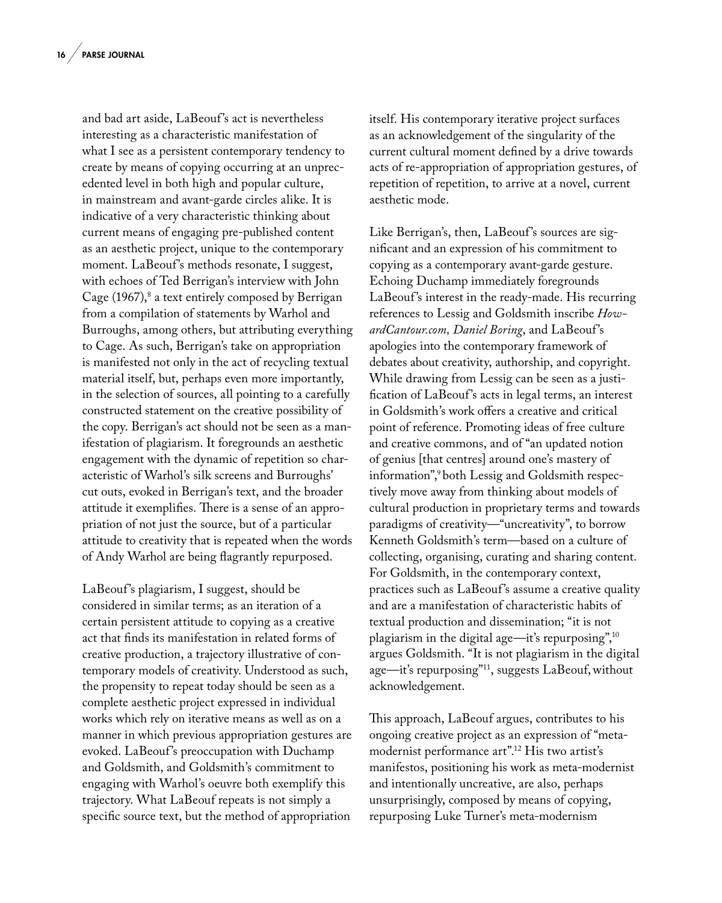and bad art aside, LaBeouf's act is nevertheless interesting as a characteristic manifestation of what I see as a persistent contemporary tendency to create by means of copying occurring at an unprecedented level in both high and popular culture, in mainstream and avant-garde circles alike. It is indicative of a very characteristic thinking about current means of engaging pre-published content as an aesthetic project, unique to the contemporary moment. LaBeouf's methods resonate, I suggest, with echoes of Ted Berrigan's interview with John Cage (1967),[8] a text entirely composed by Berrigan from a compilation of statements by Warhol and Burroughs, among others, but attributing everything to Cage. As such, Berrigan's take on appropriation is manifested not only in the act of recycling textual material itself, but, perhaps even more importantly, in the selection of sources, all pointing to a carefully constructed statement on the creative possibility of the copy. Berrigan's act should not be seen as a manifestation of plagiarism. It foregrounds an aesthetic engagement with the dynamic of repetition so characteristic of Warhol's silk screens and Burroughs' cut outs, evoked in Berrigan's text, and the broader attitude it exemplifies. There is a sense of an appropriation of not just the source, but of a particular attitude to creativity that is repeated when the words of Andy Warhol are being flagrantly repurposed.

LaBeouf's plagiarism, I suggest, should be considered in similar terms; as an iteration of a certain persistent attitude to copying as a creative act that finds its manifestation in related forms of creative production, a trajectory illustrative of contemporary models of creativity. Understood as such, the propensity to repeat today should be seen as a complete aesthetic project expressed in individual works which rely on iterative means as well as on a manner in which previous appropriation gestures are evoked. LaBeouf's preoccupation with Duchamp and Goldsmith, and Goldsmith's commitment to engaging with Warhol's oeuvre both exemplify this trajectory. What LaBeouf repeats is not simply a specific source text, but the method of appropriation itself. His contemporary iterative project surfaces as an acknowledgement of the singularity of the current cultural moment defined by a drive towards acts of re-appropriation of appropriation gestures, of repetition of repetition, to arrive at a novel, current aesthetic mode.

Like Berrigan's, then, LaBeouf's sources are significant and an expression of his commitment to copying as a contemporary avant-garde gesture. Echoing Duchamp immediately foregrounds LaBeouf's interest in the ready-made. His recurring references to Lessig and Goldsmith inscribe *HowardCantour.com, Daniel Boring*, and LaBeouf's apologies into the contemporary framework of debates about creativity, authorship, and copyright. While drawing from Lessig can be seen as a justification of LaBeouf's acts in legal terms, an interest in Goldsmith's work offers a creative and critical point of reference. Promoting ideas of free culture and creative commons, and of "an updated notion of genius [that centres] around one's mastery of information",[9] both Lessig and Goldsmith respectively move away from thinking about models of cultural production in proprietary terms and towards paradigms of creativity—"uncreativity", to borrow Kenneth Goldsmith's term—based on a culture of collecting, organising, curating and sharing content. For Goldsmith, in the contemporary context, practices such as LaBeouf's assume a creative quality and are a manifestation of characteristic habits of textual production and dissemination; "it is not plagiarism in the digital age—it's repurposing",[10] argues Goldsmith. "It is not plagiarism in the digital age—it's repurposing"[11], suggests LaBeouf, without acknowledgement.

This approach, LaBeouf argues, contributes to his ongoing creative project as an expression of "meta-modernist performance art".[12] His two artist's manifestos, positioning his work as meta-modernist and intentionally uncreative, are also, perhaps unsurprisingly, composed by means of copying, repurposing Luke Turner's meta-modernism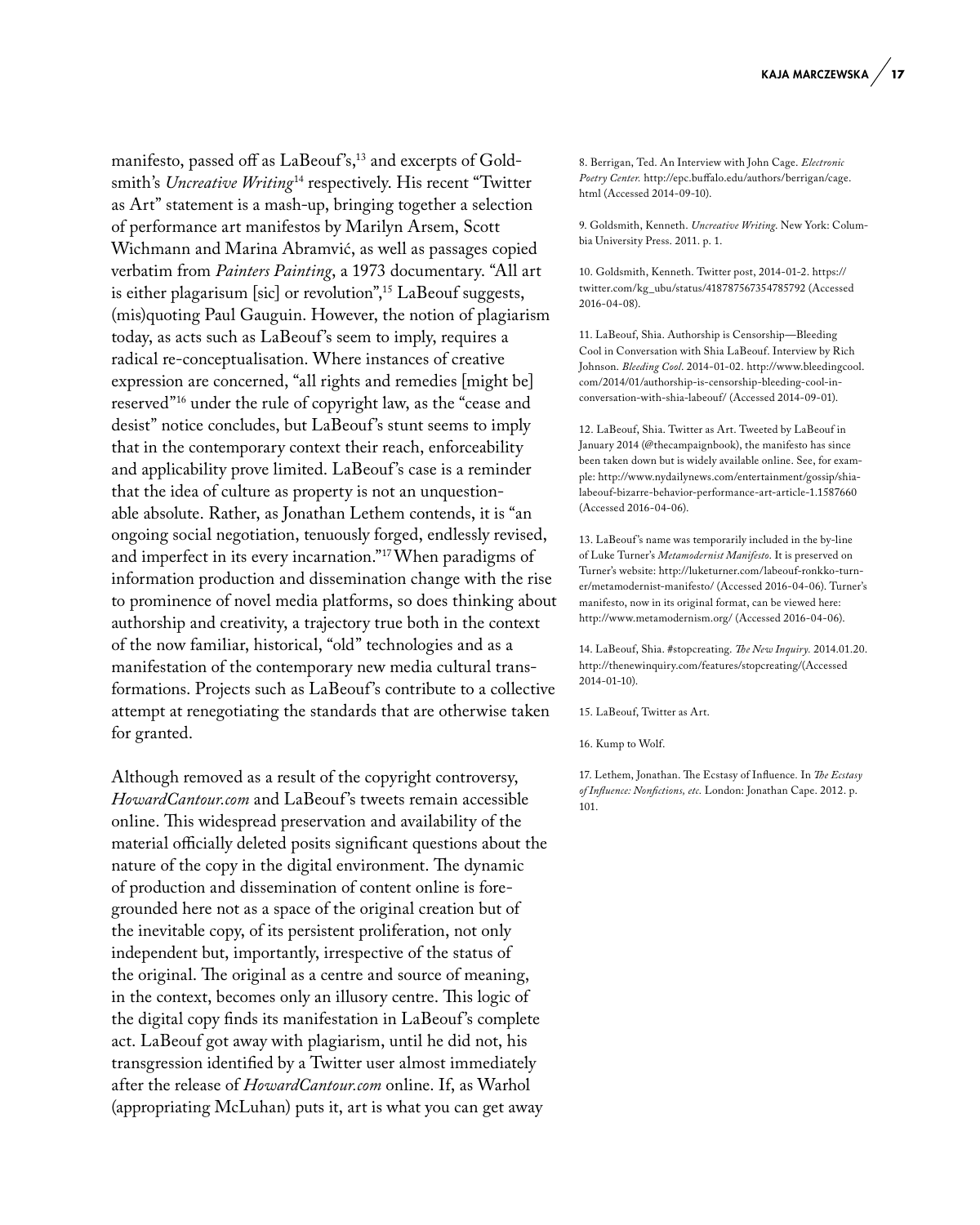manifesto, passed off as LaBeouf's,[13] and excerpts of Goldsmith's *Uncreative Writing*[14] respectively. His recent "Twitter as Art" statement is a mash-up, bringing together a selection of performance art manifestos by Marilyn Arsem, Scott Wichmann and Marina Abramvić, as well as passages copied verbatim from *Painters Painting*, a 1973 documentary. "All art is either plagarisum [sic] or revolution",[15] LaBeouf suggests, (mis)quoting Paul Gauguin. However, the notion of plagiarism today, as acts such as LaBeouf's seem to imply, requires a radical re-conceptualisation. Where instances of creative expression are concerned, "all rights and remedies [might be] reserved"[16] under the rule of copyright law, as the "cease and desist" notice concludes, but LaBeouf's stunt seems to imply that in the contemporary context their reach, enforceability and applicability prove limited. LaBeouf's case is a reminder that the idea of culture as property is not an unquestionable absolute. Rather, as Jonathan Lethem contends, it is "an ongoing social negotiation, tenuously forged, endlessly revised, and imperfect in its every incarnation."[17] When paradigms of information production and dissemination change with the rise to prominence of novel media platforms, so does thinking about authorship and creativity, a trajectory true both in the context of the now familiar, historical, "old" technologies and as a manifestation of the contemporary new media cultural transformations. Projects such as LaBeouf's contribute to a collective attempt at renegotiating the standards that are otherwise taken for granted.

Although removed as a result of the copyright controversy, *HowardCantour.com* and LaBeouf's tweets remain accessible online. This widespread preservation and availability of the material officially deleted posits significant questions about the nature of the copy in the digital environment. The dynamic of production and dissemination of content online is foregrounded here not as a space of the original creation but of the inevitable copy, of its persistent proliferation, not only independent but, importantly, irrespective of the status of the original. The original as a centre and source of meaning, in the context, becomes only an illusory centre. This logic of the digital copy finds its manifestation in LaBeouf's complete act. LaBeouf got away with plagiarism, until he did not, his transgression identified by a Twitter user almost immediately after the release of *HowardCantour.com* online. If, as Warhol (appropriating McLuhan) puts it, art is what you can get away

8. Berrigan, Ted. An Interview with John Cage. *Electronic Poetry Center.* http://epc.buffalo.edu/authors/berrigan/cage.html (Accessed 2014-09-10).

9. Goldsmith, Kenneth. *Uncreative Writing.* New York: Columbia University Press. 2011. p. 1.

10. Goldsmith, Kenneth. Twitter post, 2014-01-2. https://twitter.com/kg_ubu/status/418787567354785792 (Accessed 2016-04-08).

11. LaBeouf, Shia. Authorship is Censorship—Bleeding Cool in Conversation with Shia LaBeouf. Interview by Rich Johnson. *Bleeding Cool*. 2014-01-02. http://www.bleedingcool.com/2014/01/authorship-is-censorship-bleeding-cool-in-conversation-with-shia-labeouf/ (Accessed 2014-09-01).

12. LaBeouf, Shia. Twitter as Art. Tweeted by LaBeouf in January 2014 (@thecampaignbook), the manifesto has since been taken down but is widely available online. See, for example: http://www.nydailynews.com/entertainment/gossip/shia-labeouf-bizarre-behavior-performance-art-article-1.1587660 (Accessed 2016-04-06).

13. LaBeouf's name was temporarily included in the by-line of Luke Turner's *Metamodernist Manifesto*. It is preserved on Turner's website: http://luketurner.com/labeouf-ronkko-turner/metamodernist-manifesto/ (Accessed 2016-04-06). Turner's manifesto, now in its original format, can be viewed here: http://www.metamodernism.org/ (Accessed 2016-04-06).

14. LaBeouf, Shia. #stopcreating. *The New Inquiry.* 2014.01.20. http://thenewinquiry.com/features/stopcreating/(Accessed 2014-01-10).

15. LaBeouf, Twitter as Art.

16. Kump to Wolf.

17. Lethem, Jonathan. The Ecstasy of Influence. In *The Ecstasy of Influence: Nonfictions, etc.* London: Jonathan Cape. 2012. p. 101.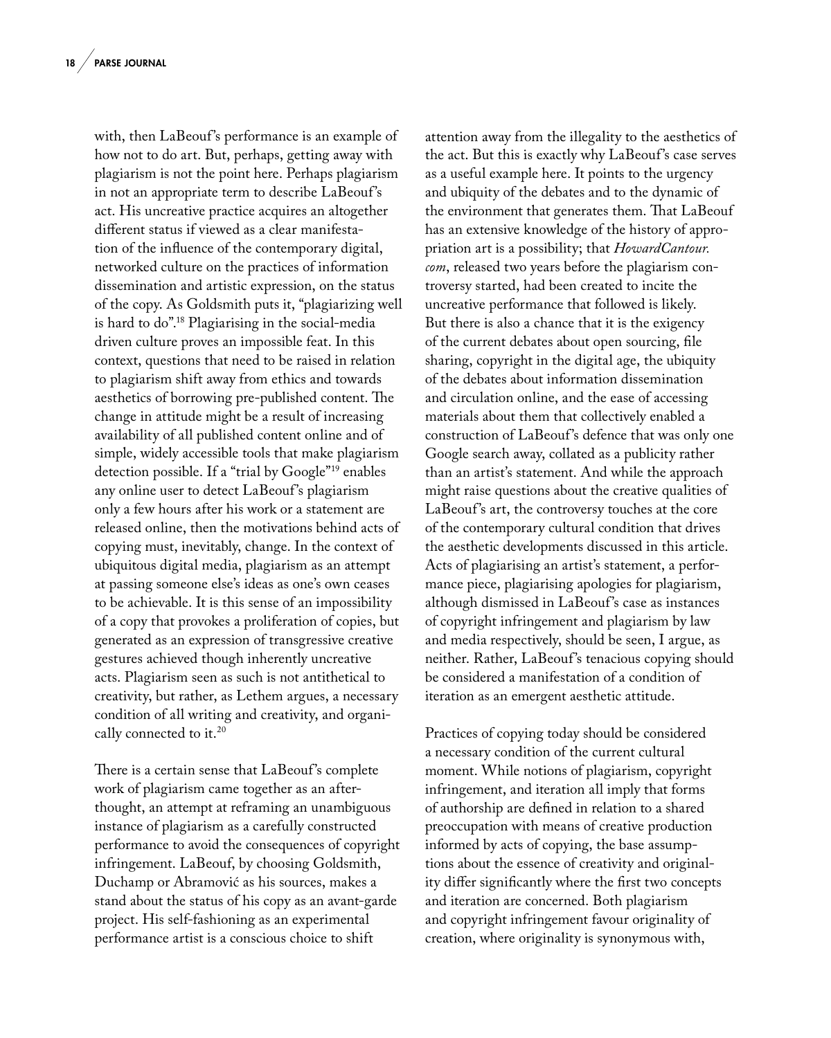with, then LaBeouf's performance is an example of how not to do art. But, perhaps, getting away with plagiarism is not the point here. Perhaps plagiarism in not an appropriate term to describe LaBeouf's act. His uncreative practice acquires an altogether different status if viewed as a clear manifestation of the influence of the contemporary digital, networked culture on the practices of information dissemination and artistic expression, on the status of the copy. As Goldsmith puts it, "plagiarizing well is hard to do".[18] Plagiarising in the social-media driven culture proves an impossible feat. In this context, questions that need to be raised in relation to plagiarism shift away from ethics and towards aesthetics of borrowing pre-published content. The change in attitude might be a result of increasing availability of all published content online and of simple, widely accessible tools that make plagiarism detection possible. If a "trial by Google"[19] enables any online user to detect LaBeouf's plagiarism only a few hours after his work or a statement are released online, then the motivations behind acts of copying must, inevitably, change. In the context of ubiquitous digital media, plagiarism as an attempt at passing someone else's ideas as one's own ceases to be achievable. It is this sense of an impossibility of a copy that provokes a proliferation of copies, but generated as an expression of transgressive creative gestures achieved though inherently uncreative acts. Plagiarism seen as such is not antithetical to creativity, but rather, as Lethem argues, a necessary condition of all writing and creativity, and organically connected to it.[20]

There is a certain sense that LaBeouf's complete work of plagiarism came together as an afterthought, an attempt at reframing an unambiguous instance of plagiarism as a carefully constructed performance to avoid the consequences of copyright infringement. LaBeouf, by choosing Goldsmith, Duchamp or Abramović as his sources, makes a stand about the status of his copy as an avant-garde project. His self-fashioning as an experimental performance artist is a conscious choice to shift attention away from the illegality to the aesthetics of the act. But this is exactly why LaBeouf's case serves as a useful example here. It points to the urgency and ubiquity of the debates and to the dynamic of the environment that generates them. That LaBeouf has an extensive knowledge of the history of appropriation art is a possibility; that *HowardCantour.com*, released two years before the plagiarism controversy started, had been created to incite the uncreative performance that followed is likely. But there is also a chance that it is the exigency of the current debates about open sourcing, file sharing, copyright in the digital age, the ubiquity of the debates about information dissemination and circulation online, and the ease of accessing materials about them that collectively enabled a construction of LaBeouf's defence that was only one Google search away, collated as a publicity rather than an artist's statement. And while the approach might raise questions about the creative qualities of LaBeouf's art, the controversy touches at the core of the contemporary cultural condition that drives the aesthetic developments discussed in this article. Acts of plagiarising an artist's statement, a performance piece, plagiarising apologies for plagiarism, although dismissed in LaBeouf's case as instances of copyright infringement and plagiarism by law and media respectively, should be seen, I argue, as neither. Rather, LaBeouf's tenacious copying should be considered a manifestation of a condition of iteration as an emergent aesthetic attitude.

Practices of copying today should be considered a necessary condition of the current cultural moment. While notions of plagiarism, copyright infringement, and iteration all imply that forms of authorship are defined in relation to a shared preoccupation with means of creative production informed by acts of copying, the base assumptions about the essence of creativity and originality differ significantly where the first two concepts and iteration are concerned. Both plagiarism and copyright infringement favour originality of creation, where originality is synonymous with,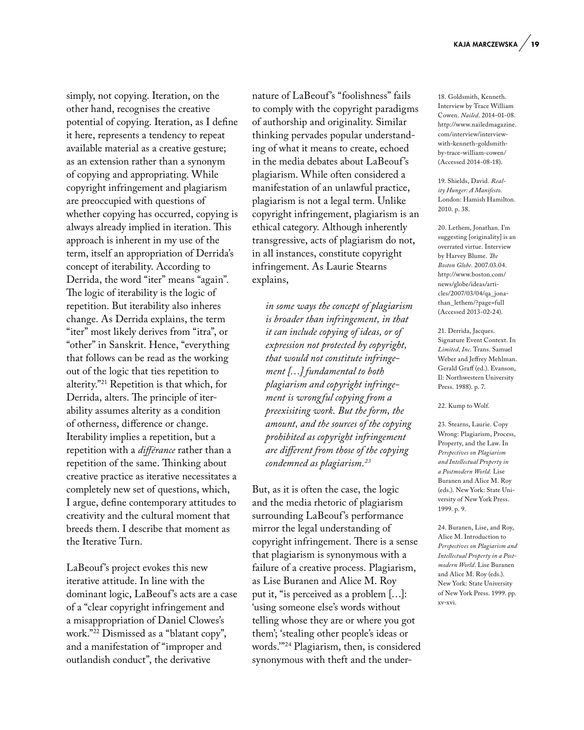simply, not copying. Iteration, on the other hand, recognises the creative potential of copying. Iteration, as I define it here, represents a tendency to repeat available material as a creative gesture; as an extension rather than a synonym of copying and appropriating. While copyright infringement and plagiarism are preoccupied with questions of whether copying has occurred, copying is always already implied in iteration. This approach is inherent in my use of the term, itself an appropriation of Derrida's concept of iterability. According to Derrida, the word "iter" means "again". The logic of iterability is the logic of repetition. But iterability also inheres change. As Derrida explains, the term "iter" most likely derives from "itra", or "other" in Sanskrit. Hence, "everything that follows can be read as the working out of the logic that ties repetition to alterity."[21] Repetition is that which, for Derrida, alters. The principle of iterability assumes alterity as a condition of otherness, difference or change. Iterability implies a repetition, but a repetition with a *différance* rather than a repetition of the same. Thinking about creative practice as iterative necessitates a completely new set of questions, which, I argue, define contemporary attitudes to creativity and the cultural moment that breeds them. I describe that moment as the Iterative Turn.

LaBeouf's project evokes this new iterative attitude. In line with the dominant logic, LaBeouf's acts are a case of a "clear copyright infringement and a misappropriation of Daniel Clowes's work."[22] Dismissed as a "blatant copy", and a manifestation of "improper and outlandish conduct", the derivative nature of LaBeouf's "foolishness" fails to comply with the copyright paradigms of authorship and originality. Similar thinking pervades popular understanding of what it means to create, echoed in the media debates about LaBeouf's plagiarism. While often considered a manifestation of an unlawful practice, plagiarism is not a legal term. Unlike copyright infringement, plagiarism is an ethical category. Although inherently transgressive, acts of plagiarism do not, in all instances, constitute copyright infringement. As Laurie Stearns explains,

> *in some ways the concept of plagiarism is broader than infringement, in that it can include copying of ideas, or of expression not protected by copyright, that would not constitute infringement […] fundamental to both plagiarism and copyright infringement is wrongful copying from a preexisiting work. But the form, the amount, and the sources of the copying prohibited as copyright infringement are different from those of the copying condemned as plagiarism.*[23]

But, as it is often the case, the logic and the media rhetoric of plagiarism surrounding LaBeouf's performance mirror the legal understanding of copyright infringement. There is a sense that plagiarism is synonymous with a failure of a creative process. Plagiarism, as Lise Buranen and Alice M. Roy put it, "is perceived as a problem […]: 'using someone else's words without telling whose they are or where you got them'; 'stealing other people's ideas or words.'"[24] Plagiarism, then, is considered synonymous with theft and the under-

18. Goldsmith, Kenneth. Interview by Trace William Cowen. *Nailed*. 2014-01-08. http://www.nailedmagazine.com/interview/interview-with-kenneth-goldsmith-by-trace-william-cowen/ (Accessed 2014-08-18).

19. Shields, David. *Reality Hunger: A Manifesto.* London: Hamish Hamilton. 2010. p. 38.

20. Lethem, Jonathan. I'm suggesting [originality] is an overrated virtue. Interview by Harvey Blume. *The Boston Globe*. 2007.03.04. http://www.boston.com/news/globe/ideas/articles/2007/03/04/qa_jonathan_lethem/?page=full (Accessed 2013-02-24).

21. Derrida, Jacques. Signature Event Context. In *Limited, Inc*. Trans. Samuel Weber and Jeffrey Mehlman. Gerald Graff (ed.). Evanson, Il: Northwestern University Press. 1988). p. 7.

22. Kump to Wolf.

23. Stearns, Laurie. Copy Wrong: Plagiarism, Process, Property, and the Law. In *Perspectives on Plagiarism and Intellectual Property in a Postmodern World.* Lise Buranen and Alice M. Roy (eds.). New York: State University of New York Press. 1999. p. 9.

24. Buranen, Lise, and Roy, Alice M. Introduction to *Perspectives on Plagiarism and Intellectual Property in a Postmodern World*. Lise Buranen and Alice M. Roy (eds.). New York: State University of New York Press. 1999. pp. xv-xvi.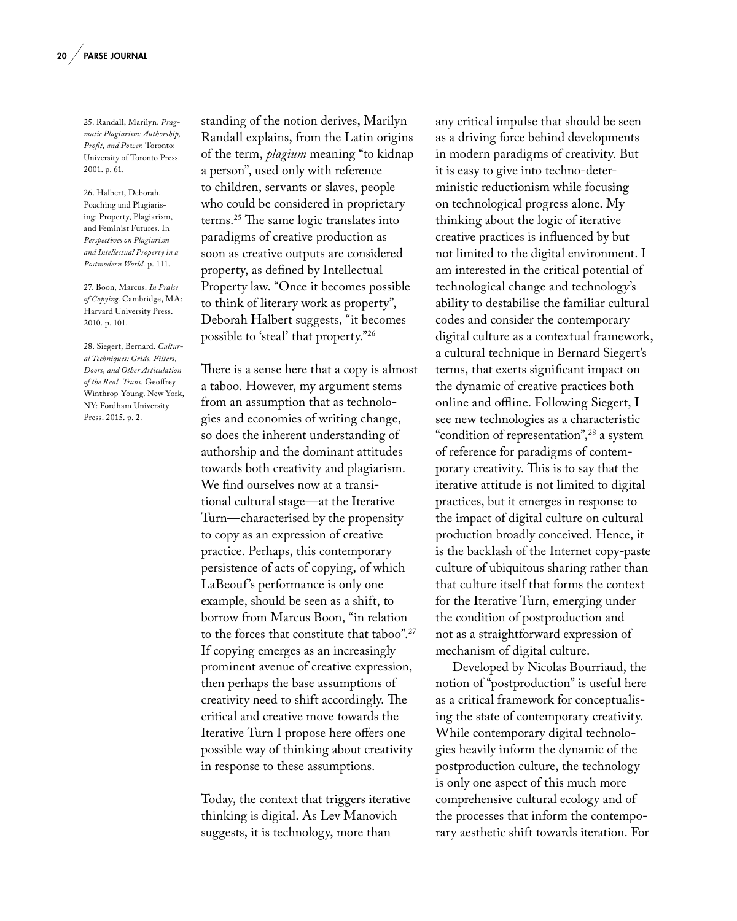standing of the notion derives, Marilyn Randall explains, from the Latin origins of the term, *plagium* meaning "to kidnap a person", used only with reference to children, servants or slaves, people who could be considered in proprietary terms.[25] The same logic translates into paradigms of creative production as soon as creative outputs are considered property, as defined by Intellectual Property law. "Once it becomes possible to think of literary work as property", Deborah Halbert suggests, "it becomes possible to 'steal' that property."[26]

There is a sense here that a copy is almost a taboo. However, my argument stems from an assumption that as technologies and economies of writing change, so does the inherent understanding of authorship and the dominant attitudes towards both creativity and plagiarism. We find ourselves now at a transitional cultural stage—at the Iterative Turn—characterised by the propensity to copy as an expression of creative practice. Perhaps, this contemporary persistence of acts of copying, of which LaBeouf's performance is only one example, should be seen as a shift, to borrow from Marcus Boon, "in relation to the forces that constitute that taboo".[27] If copying emerges as an increasingly prominent avenue of creative expression, then perhaps the base assumptions of creativity need to shift accordingly. The critical and creative move towards the Iterative Turn I propose here offers one possible way of thinking about creativity in response to these assumptions.

Today, the context that triggers iterative thinking is digital. As Lev Manovich suggests, it is technology, more than any critical impulse that should be seen as a driving force behind developments in modern paradigms of creativity. But it is easy to give into techno-deterministic reductionism while focusing on technological progress alone. My thinking about the logic of iterative creative practices is influenced by but not limited to the digital environment. I am interested in the critical potential of technological change and technology's ability to destabilise the familiar cultural codes and consider the contemporary digital culture as a contextual framework, a cultural technique in Bernard Siegert's terms, that exerts significant impact on the dynamic of creative practices both online and offline. Following Siegert, I see new technologies as a characteristic "condition of representation",[28] a system of reference for paradigms of contemporary creativity. This is to say that the iterative attitude is not limited to digital practices, but it emerges in response to the impact of digital culture on cultural production broadly conceived. Hence, it is the backlash of the Internet copy-paste culture of ubiquitous sharing rather than that culture itself that forms the context for the Iterative Turn, emerging under the condition of postproduction and not as a straightforward expression of mechanism of digital culture.

Developed by Nicolas Bourriaud, the notion of "postproduction" is useful here as a critical framework for conceptualising the state of contemporary creativity. While contemporary digital technologies heavily inform the dynamic of the postproduction culture, the technology is only one aspect of this much more comprehensive cultural ecology and of the processes that inform the contemporary aesthetic shift towards iteration. For

25. Randall, Marilyn. *Pragmatic Plagiarism: Authorship, Profit, and Power.* Toronto: University of Toronto Press. 2001. p. 61.

26. Halbert, Deborah. Poaching and Plagiarising: Property, Plagiarism, and Feminist Futures. In *Perspectives on Plagiarism and Intellectual Property in a Postmodern World.* p. 111.

27. Boon, Marcus. *In Praise of Copying.* Cambridge, MA: Harvard University Press. 2010. p. 101.

28. Siegert, Bernard. *Cultural Techniques: Grids, Filters, Doors, and Other Articulation of the Real. Trans.* Geoffrey Winthrop-Young. New York, NY: Fordham University Press. 2015. p. 2.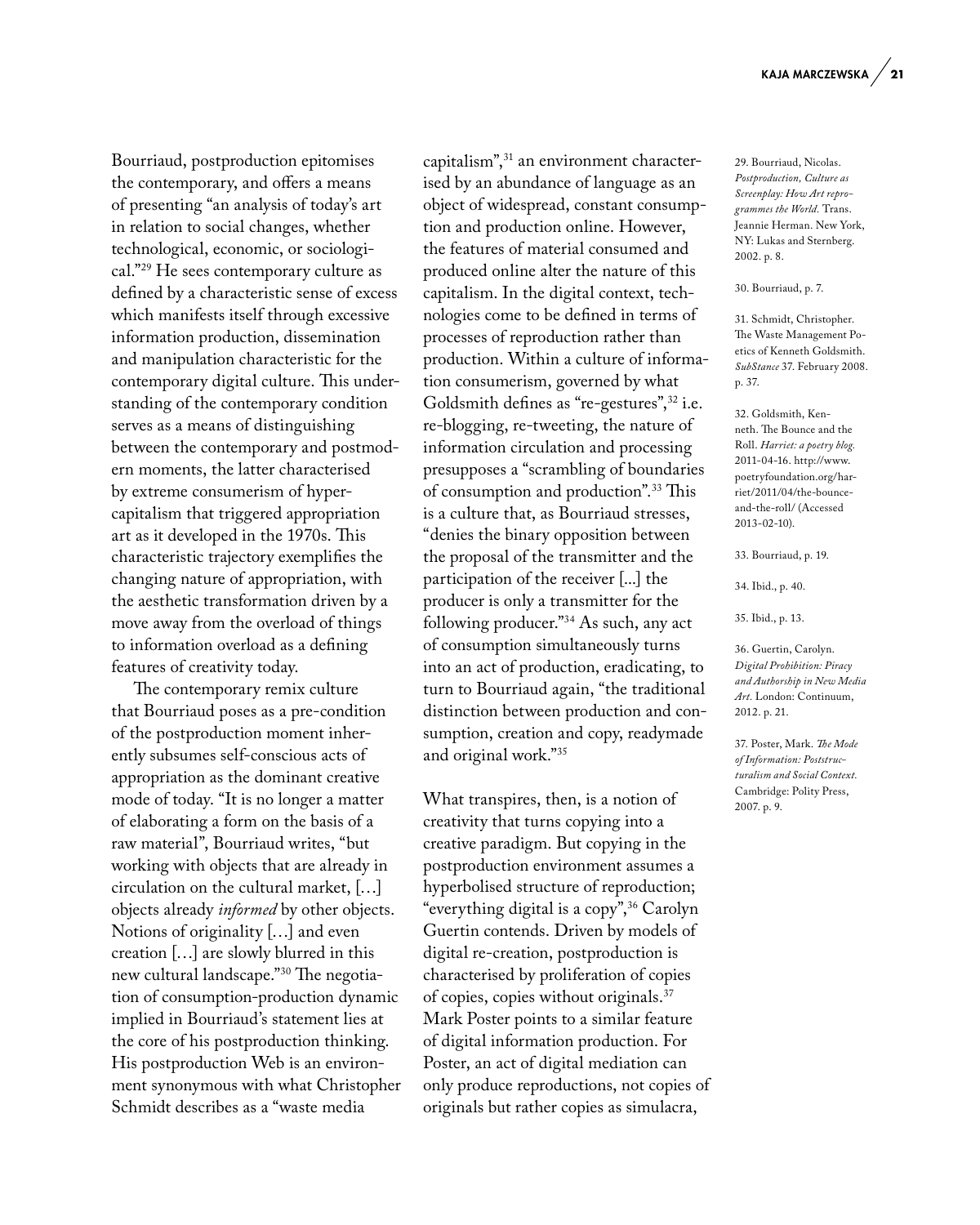Bourriaud, postproduction epitomises the contemporary, and offers a means of presenting "an analysis of today's art in relation to social changes, whether technological, economic, or sociological."[29] He sees contemporary culture as defined by a characteristic sense of excess which manifests itself through excessive information production, dissemination and manipulation characteristic for the contemporary digital culture. This understanding of the contemporary condition serves as a means of distinguishing between the contemporary and postmodern moments, the latter characterised by extreme consumerism of hypercapitalism that triggered appropriation art as it developed in the 1970s. This characteristic trajectory exemplifies the changing nature of appropriation, with the aesthetic transformation driven by a move away from the overload of things to information overload as a defining features of creativity today.

The contemporary remix culture that Bourriaud poses as a pre-condition of the postproduction moment inherently subsumes self-conscious acts of appropriation as the dominant creative mode of today. "It is no longer a matter of elaborating a form on the basis of a raw material", Bourriaud writes, "but working with objects that are already in circulation on the cultural market, […] objects already *informed* by other objects. Notions of originality […] and even creation […] are slowly blurred in this new cultural landscape."[30] The negotiation of consumption-production dynamic implied in Bourriaud's statement lies at the core of his postproduction thinking. His postproduction Web is an environment synonymous with what Christopher Schmidt describes as a "waste media capitalism",[31] an environment characterised by an abundance of language as an object of widespread, constant consumption and production online. However, the features of material consumed and produced online alter the nature of this capitalism. In the digital context, technologies come to be defined in terms of processes of reproduction rather than production. Within a culture of information consumerism, governed by what Goldsmith defines as "re-gestures",[32] i.e. re-blogging, re-tweeting, the nature of information circulation and processing presupposes a "scrambling of boundaries of consumption and production".[33] This is a culture that, as Bourriaud stresses, "denies the binary opposition between the proposal of the transmitter and the participation of the receiver [...] the producer is only a transmitter for the following producer."[34] As such, any act of consumption simultaneously turns into an act of production, eradicating, to turn to Bourriaud again, "the traditional distinction between production and consumption, creation and copy, readymade and original work."[35]

What transpires, then, is a notion of creativity that turns copying into a creative paradigm. But copying in the postproduction environment assumes a hyperbolised structure of reproduction; "everything digital is a copy",[36] Carolyn Guertin contends. Driven by models of digital re-creation, postproduction is characterised by proliferation of copies of copies, copies without originals.[37] Mark Poster points to a similar feature of digital information production. For Poster, an act of digital mediation can only produce reproductions, not copies of originals but rather copies as simulacra,

29. Bourriaud, Nicolas. *Postproduction, Culture as Screenplay: How Art reprogrammes the World.* Trans. Jeannie Herman. New York, NY: Lukas and Sternberg. 2002. p. 8.

30. Bourriaud, p. 7.

31. Schmidt, Christopher. The Waste Management Poetics of Kenneth Goldsmith. *SubStance* 37. February 2008. p. 37.

32. Goldsmith, Kenneth. The Bounce and the Roll. *Harriet: a poetry blog.* 2011-04-16. http://www.poetryfoundation.org/harriet/2011/04/the-bounce-and-the-roll/ (Accessed 2013-02-10).

33. Bourriaud, p. 19.

34. Ibid., p. 40.

35. Ibid., p. 13.

36. Guertin, Carolyn. *Digital Prohibition: Piracy and Authorship in New Media Art.* London: Continuum, 2012. p. 21.

37. Poster, Mark. *The Mode of Information: Poststructuralism and Social Context.* Cambridge: Polity Press, 2007. p. 9.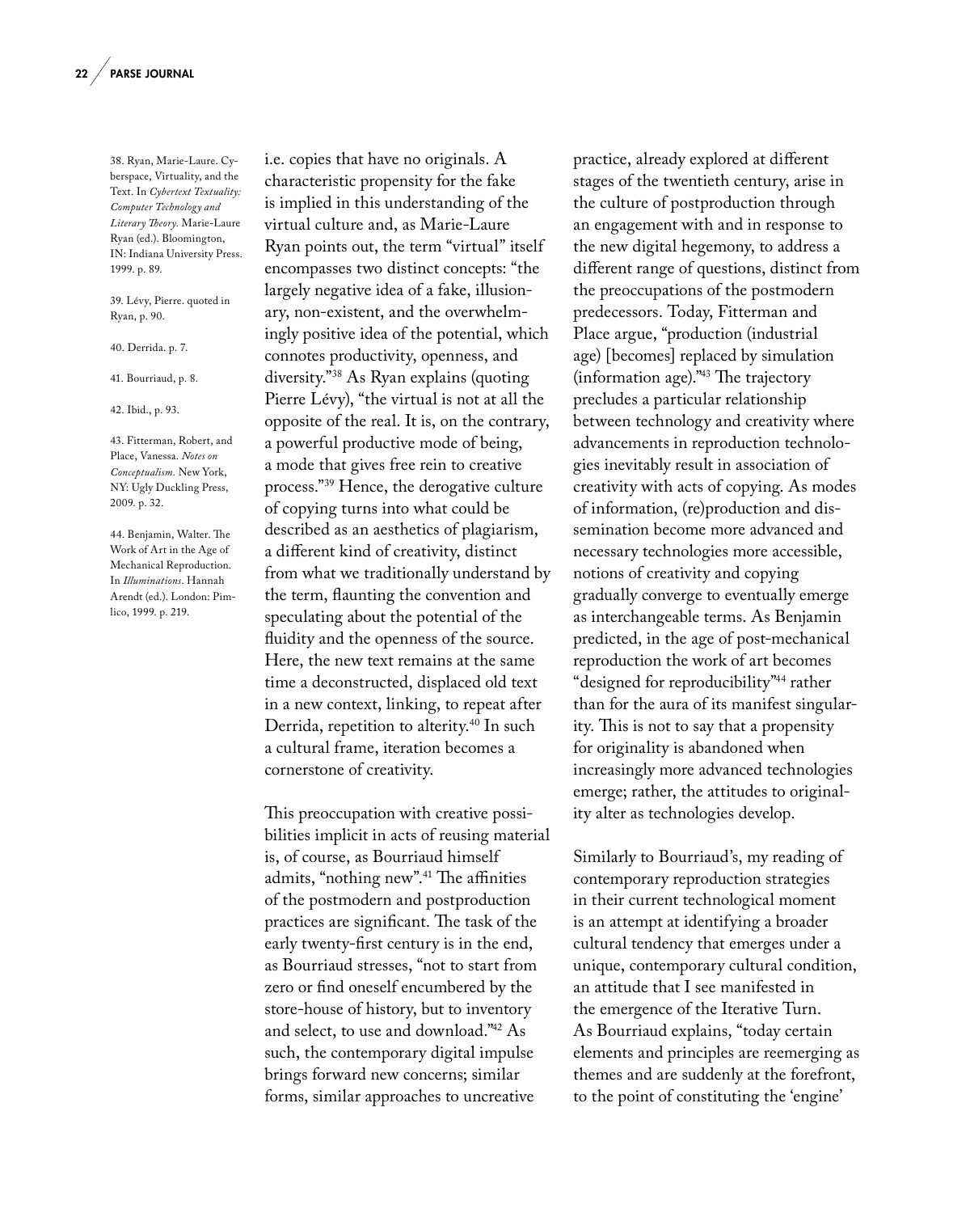i.e. copies that have no originals. A characteristic propensity for the fake is implied in this understanding of the virtual culture and, as Marie-Laure Ryan points out, the term "virtual" itself encompasses two distinct concepts: "the largely negative idea of a fake, illusionary, non-existent, and the overwhelmingly positive idea of the potential, which connotes productivity, openness, and diversity."[38] As Ryan explains (quoting Pierre Lévy), "the virtual is not at all the opposite of the real. It is, on the contrary, a powerful productive mode of being, a mode that gives free rein to creative process."[39] Hence, the derogative culture of copying turns into what could be described as an aesthetics of plagiarism, a different kind of creativity, distinct from what we traditionally understand by the term, flaunting the convention and speculating about the potential of the fluidity and the openness of the source. Here, the new text remains at the same time a deconstructed, displaced old text in a new context, linking, to repeat after Derrida, repetition to alterity.[40] In such a cultural frame, iteration becomes a cornerstone of creativity.

This preoccupation with creative possibilities implicit in acts of reusing material is, of course, as Bourriaud himself admits, "nothing new".[41] The affinities of the postmodern and postproduction practices are significant. The task of the early twenty-first century is in the end, as Bourriaud stresses, "not to start from zero or find oneself encumbered by the store-house of history, but to inventory and select, to use and download."[42] As such, the contemporary digital impulse brings forward new concerns; similar forms, similar approaches to uncreative practice, already explored at different stages of the twentieth century, arise in the culture of postproduction through an engagement with and in response to the new digital hegemony, to address a different range of questions, distinct from the preoccupations of the postmodern predecessors. Today, Fitterman and Place argue, "production (industrial age) [becomes] replaced by simulation (information age)."[43] The trajectory precludes a particular relationship between technology and creativity where advancements in reproduction technologies inevitably result in association of creativity with acts of copying. As modes of information, (re)production and dissemination become more advanced and necessary technologies more accessible, notions of creativity and copying gradually converge to eventually emerge as interchangeable terms. As Benjamin predicted, in the age of post-mechanical reproduction the work of art becomes "designed for reproducibility"[44] rather than for the aura of its manifest singularity. This is not to say that a propensity for originality is abandoned when increasingly more advanced technologies emerge; rather, the attitudes to originality alter as technologies develop.

Similarly to Bourriaud's, my reading of contemporary reproduction strategies in their current technological moment is an attempt at identifying a broader cultural tendency that emerges under a unique, contemporary cultural condition, an attitude that I see manifested in the emergence of the Iterative Turn. As Bourriaud explains, "today certain elements and principles are reemerging as themes and are suddenly at the forefront, to the point of constituting the 'engine'

---

38. Ryan, Marie-Laure. Cyberspace, Virtuality, and the Text. In *Cybertext Textuality: Computer Technology and Literary Theory.* Marie-Laure Ryan (ed.). Bloomington, IN: Indiana University Press. 1999. p. 89.

39. Lévy, Pierre. quoted in Ryan, p. 90.

40. Derrida. p. 7.

41. Bourriaud, p. 8.

42. Ibid., p. 93.

43. Fitterman, Robert, and Place, Vanessa. *Notes on Conceptualism.* New York, NY: Ugly Duckling Press, 2009. p. 32.

44. Benjamin, Walter. The Work of Art in the Age of Mechanical Reproduction. In *Illuminations*. Hannah Arendt (ed.). London: Pimlico, 1999. p. 219.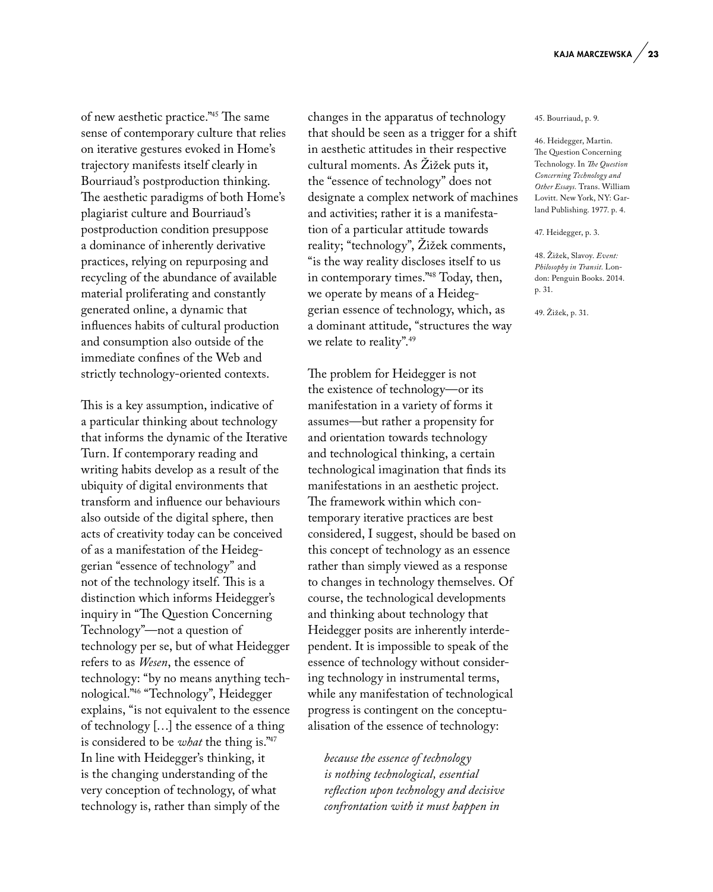of new aesthetic practice."[45] The same sense of contemporary culture that relies on iterative gestures evoked in Home's trajectory manifests itself clearly in Bourriaud's postproduction thinking. The aesthetic paradigms of both Home's plagiarist culture and Bourriaud's postproduction condition presuppose a dominance of inherently derivative practices, relying on repurposing and recycling of the abundance of available material proliferating and constantly generated online, a dynamic that influences habits of cultural production and consumption also outside of the immediate confines of the Web and strictly technology-oriented contexts.

This is a key assumption, indicative of a particular thinking about technology that informs the dynamic of the Iterative Turn. If contemporary reading and writing habits develop as a result of the ubiquity of digital environments that transform and influence our behaviours also outside of the digital sphere, then acts of creativity today can be conceived of as a manifestation of the Heideggerian "essence of technology" and not of the technology itself. This is a distinction which informs Heidegger's inquiry in "The Question Concerning Technology"—not a question of technology per se, but of what Heidegger refers to as *Wesen*, the essence of technology: "by no means anything technological."[46] "Technology", Heidegger explains, "is not equivalent to the essence of technology […] the essence of a thing is considered to be *what* the thing is."[47] In line with Heidegger's thinking, it is the changing understanding of the very conception of technology, of what technology is, rather than simply of the changes in the apparatus of technology that should be seen as a trigger for a shift in aesthetic attitudes in their respective cultural moments. As Žižek puts it, the "essence of technology" does not designate a complex network of machines and activities; rather it is a manifestation of a particular attitude towards reality; "technology", Žižek comments, "is the way reality discloses itself to us in contemporary times."[48] Today, then, we operate by means of a Heideggerian essence of technology, which, as a dominant attitude, "structures the way we relate to reality".[49]

The problem for Heidegger is not the existence of technology—or its manifestation in a variety of forms it assumes—but rather a propensity for and orientation towards technology and technological thinking, a certain technological imagination that finds its manifestations in an aesthetic project. The framework within which contemporary iterative practices are best considered, I suggest, should be based on this concept of technology as an essence rather than simply viewed as a response to changes in technology themselves. Of course, the technological developments and thinking about technology that Heidegger posits are inherently interdependent. It is impossible to speak of the essence of technology without considering technology in instrumental terms, while any manifestation of technological progress is contingent on the conceptualisation of the essence of technology:

> *because the essence of technology is nothing technological, essential reflection upon technology and decisive confrontation with it must happen in*

45. Bourriaud, p. 9.

46. Heidegger, Martin. The Question Concerning Technology. In *The Question Concerning Technology and Other Essays.* Trans. William Lovitt. New York, NY: Garland Publishing. 1977. p. 4.

47. Heidegger, p. 3.

48. Žižek, Slavoy. *Event: Philosophy in Transit.* London: Penguin Books. 2014. p. 31.

49. Žižek, p. 31.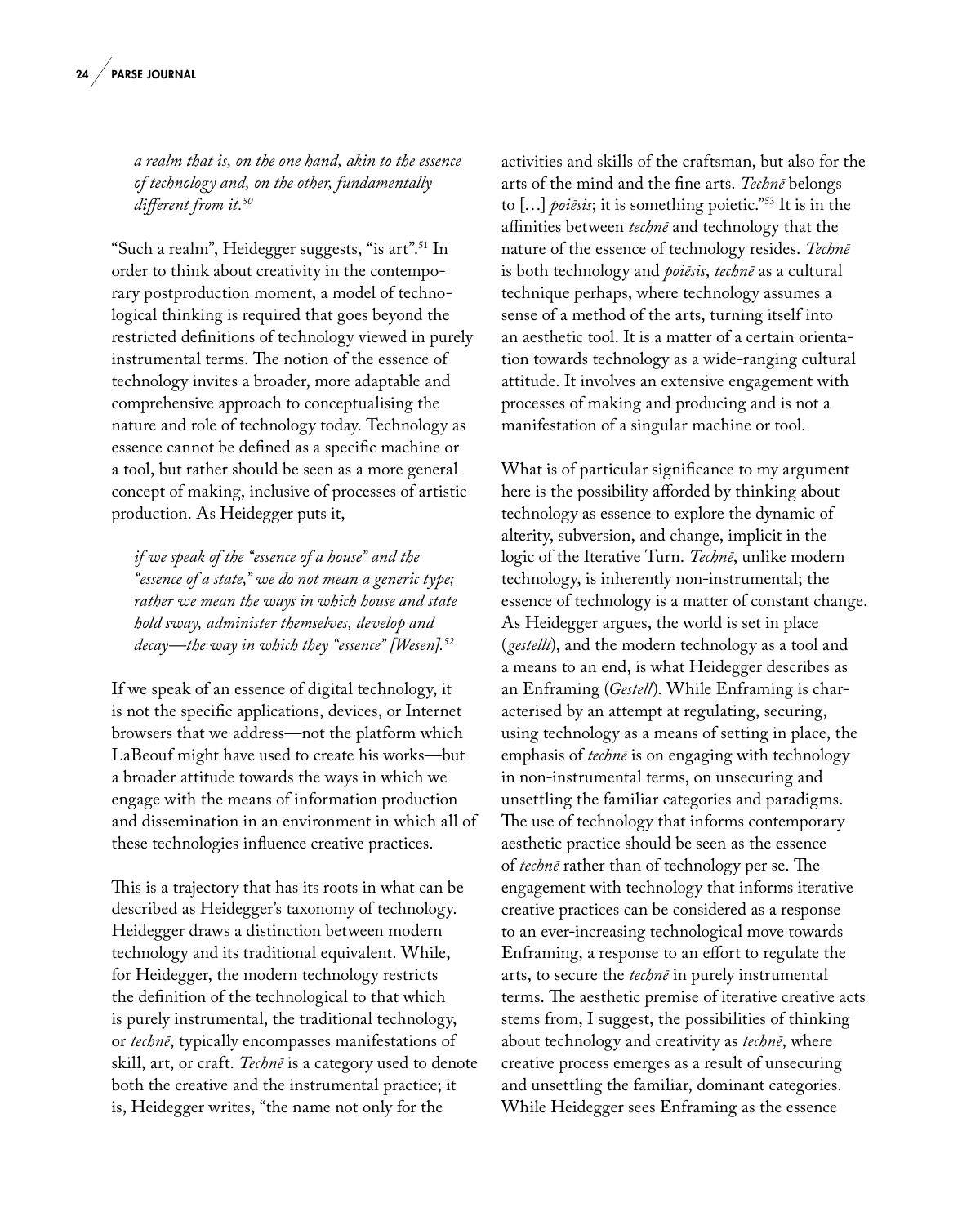*a realm that is, on the one hand, akin to the essence of technology and, on the other, fundamentally different from it.*[50]

"Such a realm", Heidegger suggests, "is art".[51] In order to think about creativity in the contemporary postproduction moment, a model of technological thinking is required that goes beyond the restricted definitions of technology viewed in purely instrumental terms. The notion of the essence of technology invites a broader, more adaptable and comprehensive approach to conceptualising the nature and role of technology today. Technology as essence cannot be defined as a specific machine or a tool, but rather should be seen as a more general concept of making, inclusive of processes of artistic production. As Heidegger puts it,

*if we speak of the "essence of a house" and the "essence of a state," we do not mean a generic type; rather we mean the ways in which house and state hold sway, administer themselves, develop and decay—the way in which they "essence" [Wesen].*[52]

If we speak of an essence of digital technology, it is not the specific applications, devices, or Internet browsers that we address—not the platform which LaBeouf might have used to create his works—but a broader attitude towards the ways in which we engage with the means of information production and dissemination in an environment in which all of these technologies influence creative practices.

This is a trajectory that has its roots in what can be described as Heidegger's taxonomy of technology. Heidegger draws a distinction between modern technology and its traditional equivalent. While, for Heidegger, the modern technology restricts the definition of the technological to that which is purely instrumental, the traditional technology, or *technē*, typically encompasses manifestations of skill, art, or craft. *Technē* is a category used to denote both the creative and the instrumental practice; it is, Heidegger writes, "the name not only for the activities and skills of the craftsman, but also for the arts of the mind and the fine arts. *Technē* belongs to […] *poiēsis*; it is something poietic."[53] It is in the affinities between *technē* and technology that the nature of the essence of technology resides. *Technē* is both technology and *poiēsis*, *technē* as a cultural technique perhaps, where technology assumes a sense of a method of the arts, turning itself into an aesthetic tool. It is a matter of a certain orientation towards technology as a wide-ranging cultural attitude. It involves an extensive engagement with processes of making and producing and is not a manifestation of a singular machine or tool.

What is of particular significance to my argument here is the possibility afforded by thinking about technology as essence to explore the dynamic of alterity, subversion, and change, implicit in the logic of the Iterative Turn. *Technē*, unlike modern technology, is inherently non-instrumental; the essence of technology is a matter of constant change. As Heidegger argues, the world is set in place (*gestellt*), and the modern technology as a tool and a means to an end, is what Heidegger describes as an Enframing (*Gestell*). While Enframing is characterised by an attempt at regulating, securing, using technology as a means of setting in place, the emphasis of *technē* is on engaging with technology in non-instrumental terms, on unsecuring and unsettling the familiar categories and paradigms. The use of technology that informs contemporary aesthetic practice should be seen as the essence of *technē* rather than of technology per se. The engagement with technology that informs iterative creative practices can be considered as a response to an ever-increasing technological move towards Enframing, a response to an effort to regulate the arts, to secure the *technē* in purely instrumental terms. The aesthetic premise of iterative creative acts stems from, I suggest, the possibilities of thinking about technology and creativity as *technē*, where creative process emerges as a result of unsecuring and unsettling the familiar, dominant categories. While Heidegger sees Enframing as the essence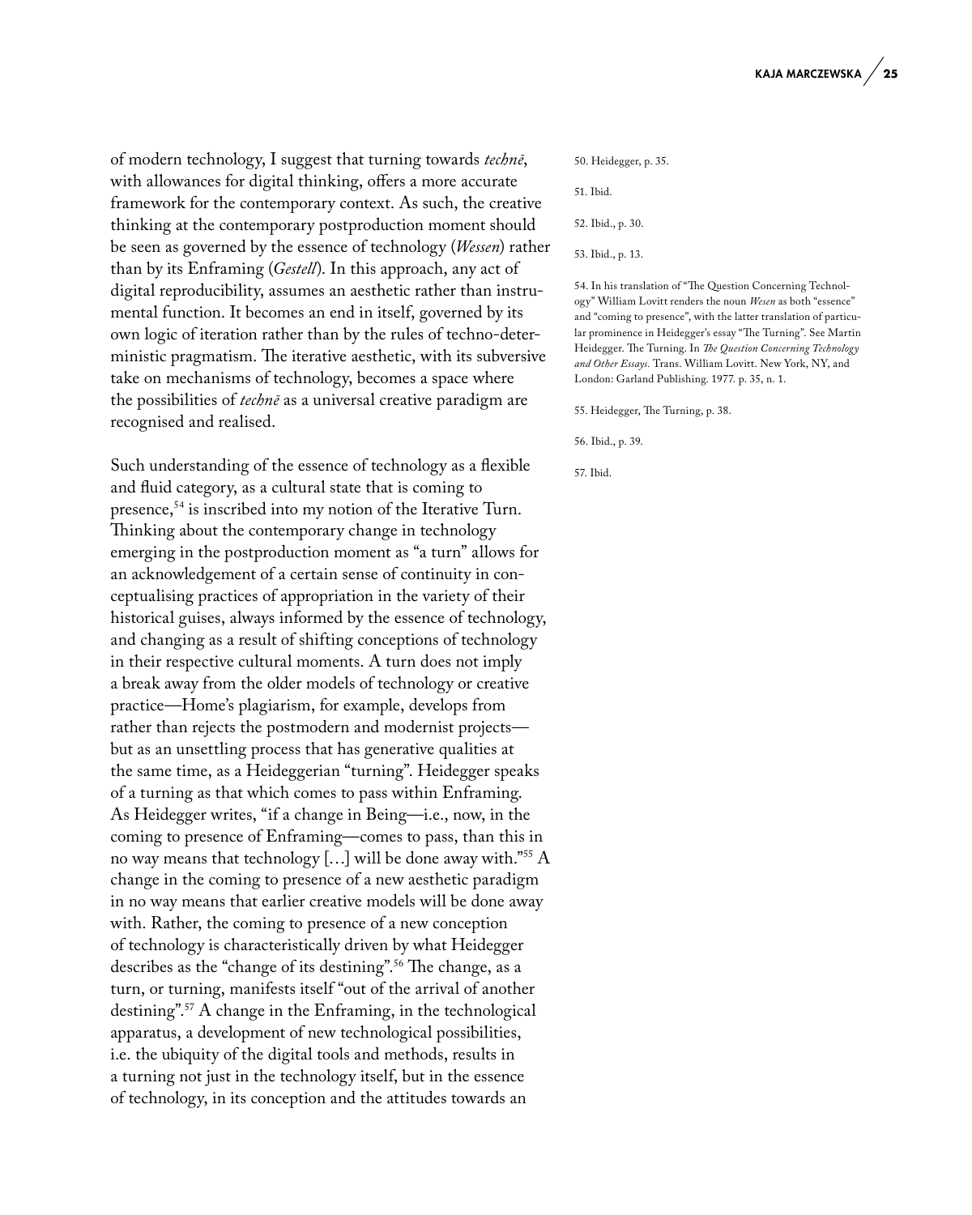of modern technology, I suggest that turning towards *technē*, with allowances for digital thinking, offers a more accurate framework for the contemporary context. As such, the creative thinking at the contemporary postproduction moment should be seen as governed by the essence of technology (*Wessen*) rather than by its Enframing (*Gestell*). In this approach, any act of digital reproducibility, assumes an aesthetic rather than instrumental function. It becomes an end in itself, governed by its own logic of iteration rather than by the rules of techno-deterministic pragmatism. The iterative aesthetic, with its subversive take on mechanisms of technology, becomes a space where the possibilities of *technē* as a universal creative paradigm are recognised and realised.

Such understanding of the essence of technology as a flexible and fluid category, as a cultural state that is coming to presence,[54] is inscribed into my notion of the Iterative Turn. Thinking about the contemporary change in technology emerging in the postproduction moment as "a turn" allows for an acknowledgement of a certain sense of continuity in conceptualising practices of appropriation in the variety of their historical guises, always informed by the essence of technology, and changing as a result of shifting conceptions of technology in their respective cultural moments. A turn does not imply a break away from the older models of technology or creative practice—Home's plagiarism, for example, develops from rather than rejects the postmodern and modernist projects—but as an unsettling process that has generative qualities at the same time, as a Heideggerian "turning". Heidegger speaks of a turning as that which comes to pass within Enframing. As Heidegger writes, "if a change in Being—i.e., now, in the coming to presence of Enframing—comes to pass, than this in no way means that technology […] will be done away with."[55] A change in the coming to presence of a new aesthetic paradigm in no way means that earlier creative models will be done away with. Rather, the coming to presence of a new conception of technology is characteristically driven by what Heidegger describes as the "change of its destining".[56] The change, as a turn, or turning, manifests itself "out of the arrival of another destining".[57] A change in the Enframing, in the technological apparatus, a development of new technological possibilities, i.e. the ubiquity of the digital tools and methods, results in a turning not just in the technology itself, but in the essence of technology, in its conception and the attitudes towards an

50. Heidegger, p. 35.

51. Ibid.

52. Ibid., p. 30.

53. Ibid., p. 13.

54. In his translation of "The Question Concerning Technology" William Lovitt renders the noun *Wesen* as both "essence" and "coming to presence", with the latter translation of particular prominence in Heidegger's essay "The Turning". See Martin Heidegger. The Turning. In *The Question Concerning Technology and Other Essays*. Trans. William Lovitt. New York, NY, and London: Garland Publishing. 1977. p. 35, n. 1.

55. Heidegger, The Turning, p. 38.

56. Ibid., p. 39.

57. Ibid.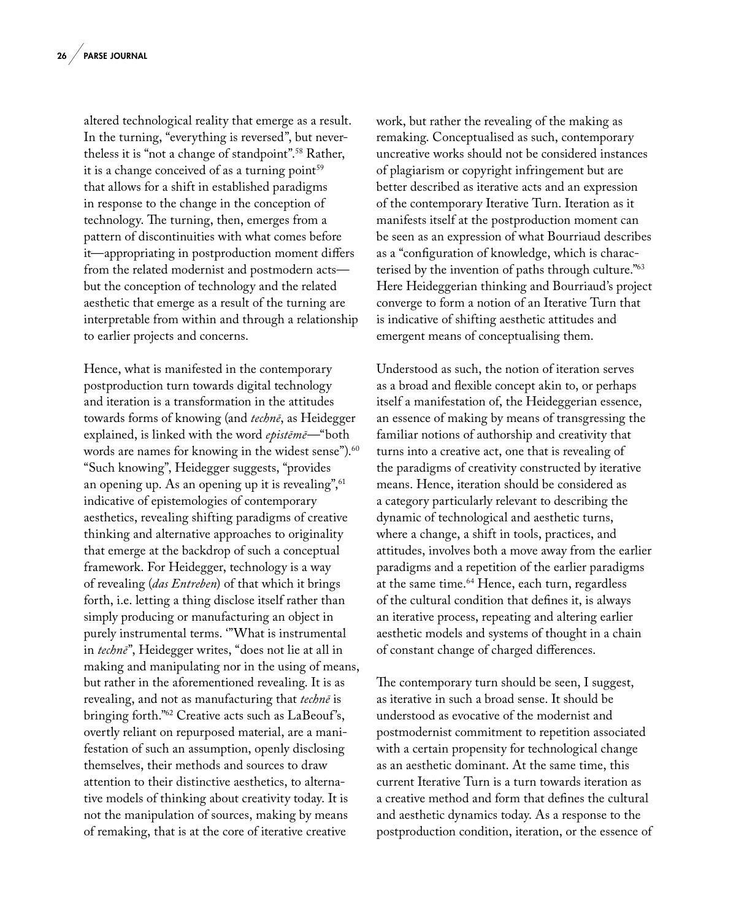altered technological reality that emerge as a result. In the turning, "everything is reversed", but nevertheless it is "not a change of standpoint".[58] Rather, it is a change conceived of as a turning point[59] that allows for a shift in established paradigms in response to the change in the conception of technology. The turning, then, emerges from a pattern of discontinuities with what comes before it—appropriating in postproduction moment differs from the related modernist and postmodern acts—but the conception of technology and the related aesthetic that emerge as a result of the turning are interpretable from within and through a relationship to earlier projects and concerns.

Hence, what is manifested in the contemporary postproduction turn towards digital technology and iteration is a transformation in the attitudes towards forms of knowing (and *technē*, as Heidegger explained, is linked with the word *epistēmē*—"both words are names for knowing in the widest sense").[60] "Such knowing", Heidegger suggests, "provides an opening up. As an opening up it is revealing",[61] indicative of epistemologies of contemporary aesthetics, revealing shifting paradigms of creative thinking and alternative approaches to originality that emerge at the backdrop of such a conceptual framework. For Heidegger, technology is a way of revealing (*das Entreben*) of that which it brings forth, i.e. letting a thing disclose itself rather than simply producing or manufacturing an object in purely instrumental terms. '"What is instrumental in *technē*", Heidegger writes, "does not lie at all in making and manipulating nor in the using of means, but rather in the aforementioned revealing. It is as revealing, and not as manufacturing that *technē* is bringing forth."[62] Creative acts such as LaBeouf's, overtly reliant on repurposed material, are a manifestation of such an assumption, openly disclosing themselves, their methods and sources to draw attention to their distinctive aesthetics, to alternative models of thinking about creativity today. It is not the manipulation of sources, making by means of remaking, that is at the core of iterative creative work, but rather the revealing of the making as remaking. Conceptualised as such, contemporary uncreative works should not be considered instances of plagiarism or copyright infringement but are better described as iterative acts and an expression of the contemporary Iterative Turn. Iteration as it manifests itself at the postproduction moment can be seen as an expression of what Bourriaud describes as a "configuration of knowledge, which is characterised by the invention of paths through culture."[63] Here Heideggerian thinking and Bourriaud's project converge to form a notion of an Iterative Turn that is indicative of shifting aesthetic attitudes and emergent means of conceptualising them.

Understood as such, the notion of iteration serves as a broad and flexible concept akin to, or perhaps itself a manifestation of, the Heideggerian essence, an essence of making by means of transgressing the familiar notions of authorship and creativity that turns into a creative act, one that is revealing of the paradigms of creativity constructed by iterative means. Hence, iteration should be considered as a category particularly relevant to describing the dynamic of technological and aesthetic turns, where a change, a shift in tools, practices, and attitudes, involves both a move away from the earlier paradigms and a repetition of the earlier paradigms at the same time.[64] Hence, each turn, regardless of the cultural condition that defines it, is always an iterative process, repeating and altering earlier aesthetic models and systems of thought in a chain of constant change of charged differences.

The contemporary turn should be seen, I suggest, as iterative in such a broad sense. It should be understood as evocative of the modernist and postmodernist commitment to repetition associated with a certain propensity for technological change as an aesthetic dominant. At the same time, this current Iterative Turn is a turn towards iteration as a creative method and form that defines the cultural and aesthetic dynamics today. As a response to the postproduction condition, iteration, or the essence of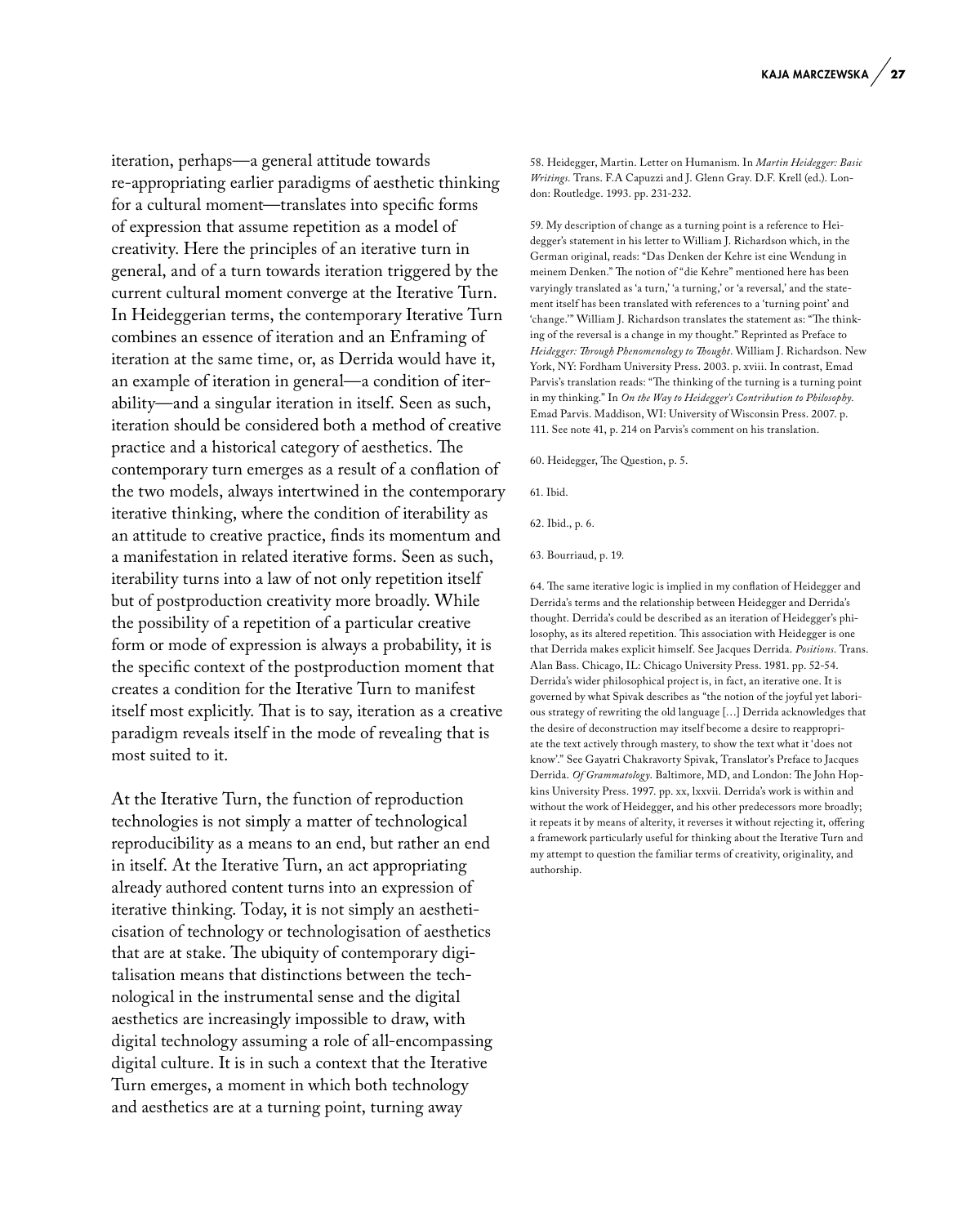iteration, perhaps—a general attitude towards re-appropriating earlier paradigms of aesthetic thinking for a cultural moment—translates into specific forms of expression that assume repetition as a model of creativity. Here the principles of an iterative turn in general, and of a turn towards iteration triggered by the current cultural moment converge at the Iterative Turn. In Heideggerian terms, the contemporary Iterative Turn combines an essence of iteration and an Enframing of iteration at the same time, or, as Derrida would have it, an example of iteration in general—a condition of iterability—and a singular iteration in itself. Seen as such, iteration should be considered both a method of creative practice and a historical category of aesthetics. The contemporary turn emerges as a result of a conflation of the two models, always intertwined in the contemporary iterative thinking, where the condition of iterability as an attitude to creative practice, finds its momentum and a manifestation in related iterative forms. Seen as such, iterability turns into a law of not only repetition itself but of postproduction creativity more broadly. While the possibility of a repetition of a particular creative form or mode of expression is always a probability, it is the specific context of the postproduction moment that creates a condition for the Iterative Turn to manifest itself most explicitly. That is to say, iteration as a creative paradigm reveals itself in the mode of revealing that is most suited to it.

At the Iterative Turn, the function of reproduction technologies is not simply a matter of technological reproducibility as a means to an end, but rather an end in itself. At the Iterative Turn, an act appropriating already authored content turns into an expression of iterative thinking. Today, it is not simply an aestheticisation of technology or technologisation of aesthetics that are at stake. The ubiquity of contemporary digitalisation means that distinctions between the technological in the instrumental sense and the digital aesthetics are increasingly impossible to draw, with digital technology assuming a role of all-encompassing digital culture. It is in such a context that the Iterative Turn emerges, a moment in which both technology and aesthetics are at a turning point, turning away

58. Heidegger, Martin. Letter on Humanism. In *Martin Heidegger: Basic Writings.* Trans. F.A Capuzzi and J. Glenn Gray. D.F. Krell (ed.). London: Routledge. 1993. pp. 231-232.

59. My description of change as a turning point is a reference to Heidegger's statement in his letter to William J. Richardson which, in the German original, reads: "Das Denken der Kehre ist eine Wendung in meinem Denken." The notion of "die Kehre" mentioned here has been varyingly translated as 'a turn,' 'a turning,' or 'a reversal,' and the statement itself has been translated with references to a 'turning point' and 'change.'" William J. Richardson translates the statement as: "The thinking of the reversal is a change in my thought." Reprinted as Preface to *Heidegger: Through Phenomenology to Thought*. William J. Richardson. New York, NY: Fordham University Press. 2003. p. xviii. In contrast, Emad Parvis's translation reads: "The thinking of the turning is a turning point in my thinking." In *On the Way to Heidegger's Contribution to Philosophy.* Emad Parvis. Maddison, WI: University of Wisconsin Press. 2007. p. 111. See note 41, p. 214 on Parvis's comment on his translation.

60. Heidegger, The Question, p. 5.

61. Ibid.

62. Ibid., p. 6.

63. Bourriaud, p. 19.

64. The same iterative logic is implied in my conflation of Heidegger and Derrida's terms and the relationship between Heidegger and Derrida's thought. Derrida's could be described as an iteration of Heidegger's philosophy, as its altered repetition. This association with Heidegger is one that Derrida makes explicit himself. See Jacques Derrida. *Positions*. Trans. Alan Bass. Chicago, IL: Chicago University Press. 1981. pp. 52-54. Derrida's wider philosophical project is, in fact, an iterative one. It is governed by what Spivak describes as "the notion of the joyful yet laborious strategy of rewriting the old language […] Derrida acknowledges that the desire of deconstruction may itself become a desire to reappropriate the text actively through mastery, to show the text what it 'does not know'." See Gayatri Chakravorty Spivak, Translator's Preface to Jacques Derrida. *Of Grammatology*. Baltimore, MD, and London: The John Hopkins University Press. 1997. pp. xx, lxxvii. Derrida's work is within and without the work of Heidegger, and his other predecessors more broadly; it repeats it by means of alterity, it reverses it without rejecting it, offering a framework particularly useful for thinking about the Iterative Turn and my attempt to question the familiar terms of creativity, originality, and authorship.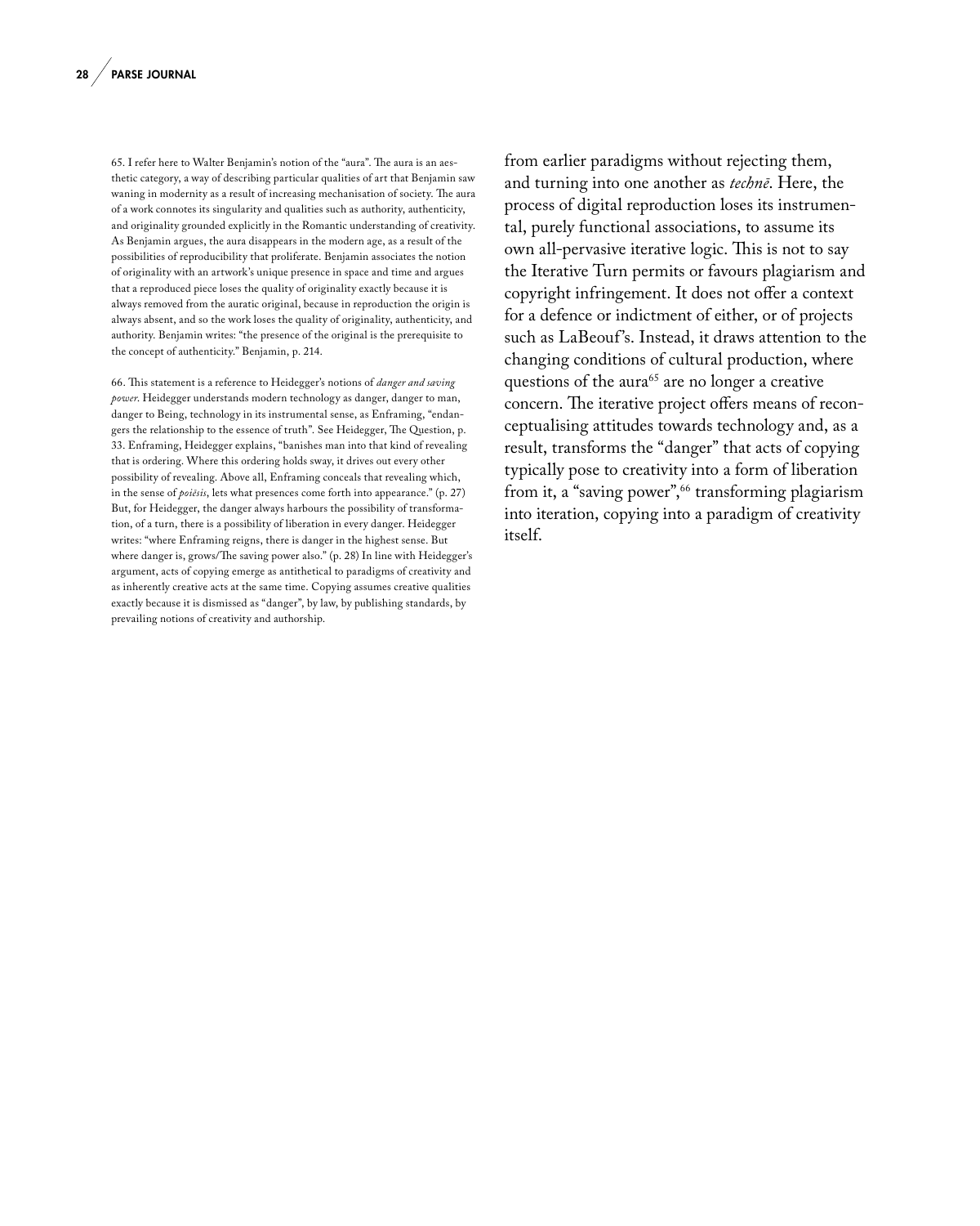from earlier paradigms without rejecting them, and turning into one another as *technē*. Here, the process of digital reproduction loses its instrumental, purely functional associations, to assume its own all-pervasive iterative logic. This is not to say the Iterative Turn permits or favours plagiarism and copyright infringement. It does not offer a context for a defence or indictment of either, or of projects such as LaBeouf's. Instead, it draws attention to the changing conditions of cultural production, where questions of the aura[65] are no longer a creative concern. The iterative project offers means of reconceptualising attitudes towards technology and, as a result, transforms the "danger" that acts of copying typically pose to creativity into a form of liberation from it, a "saving power",[66] transforming plagiarism into iteration, copying into a paradigm of creativity itself.

65. I refer here to Walter Benjamin's notion of the "aura". The aura is an aesthetic category, a way of describing particular qualities of art that Benjamin saw waning in modernity as a result of increasing mechanisation of society. The aura of a work connotes its singularity and qualities such as authority, authenticity, and originality grounded explicitly in the Romantic understanding of creativity. As Benjamin argues, the aura disappears in the modern age, as a result of the possibilities of reproducibility that proliferate. Benjamin associates the notion of originality with an artwork's unique presence in space and time and argues that a reproduced piece loses the quality of originality exactly because it is always removed from the auratic original, because in reproduction the origin is always absent, and so the work loses the quality of originality, authenticity, and authority. Benjamin writes: "the presence of the original is the prerequisite to the concept of authenticity." Benjamin, p. 214.

66. This statement is a reference to Heidegger's notions of *danger and saving power*. Heidegger understands modern technology as danger, danger to man, danger to Being, technology in its instrumental sense, as Enframing, "endangers the relationship to the essence of truth". See Heidegger, The Question, p. 33. Enframing, Heidegger explains, "banishes man into that kind of revealing that is ordering. Where this ordering holds sway, it drives out every other possibility of revealing. Above all, Enframing conceals that revealing which, in the sense of *poiēsis*, lets what presences come forth into appearance." (p. 27) But, for Heidegger, the danger always harbours the possibility of transformation, of a turn, there is a possibility of liberation in every danger. Heidegger writes: "where Enframing reigns, there is danger in the highest sense. But where danger is, grows/The saving power also." (p. 28) In line with Heidegger's argument, acts of copying emerge as antithetical to paradigms of creativity and as inherently creative acts at the same time. Copying assumes creative qualities exactly because it is dismissed as "danger", by law, by publishing standards, by prevailing notions of creativity and authorship.